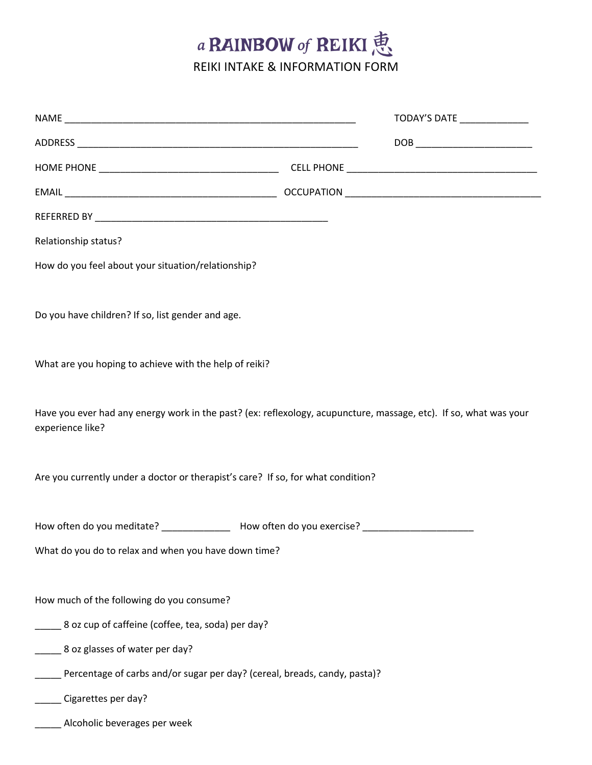# a RAINBOW of REIKI 恵

## REIKI INTAKE & INFORMATION FORM

NAME ________________________________________________________ TODAY'S DATE _____________

ADDRESS ______________________________________________________ DOB ______________________

HOME PHONE __________________________________ CELL PHONE ____________________________________

EMAIL ________________________________________ OCCUPATION _____________________________________

REFERRED BY _____________________________________________

Relationship status?

How do you feel about your situation/relationship?

Do you have children? If so, list gender and age.

What are you hoping to achieve with the help of reiki?

Have you ever had any energy work in the past? (ex: reflexology, acupuncture, massage, etc). If so, what was your experience like?

Are you currently under a doctor or therapist's care? If so, for what condition?

How often do you meditate? _____________ How often do you exercise? _____________________

What do you do to relax and when you have down time?

How much of the following do you consume?

_____ 8 oz cup of caffeine (coffee, tea, soda) per day?

_____ 8 oz glasses of water per day?

_____ Percentage of carbs and/or sugar per day? (cereal, breads, candy, pasta)?

_____ Cigarettes per day?

_____ Alcoholic beverages per week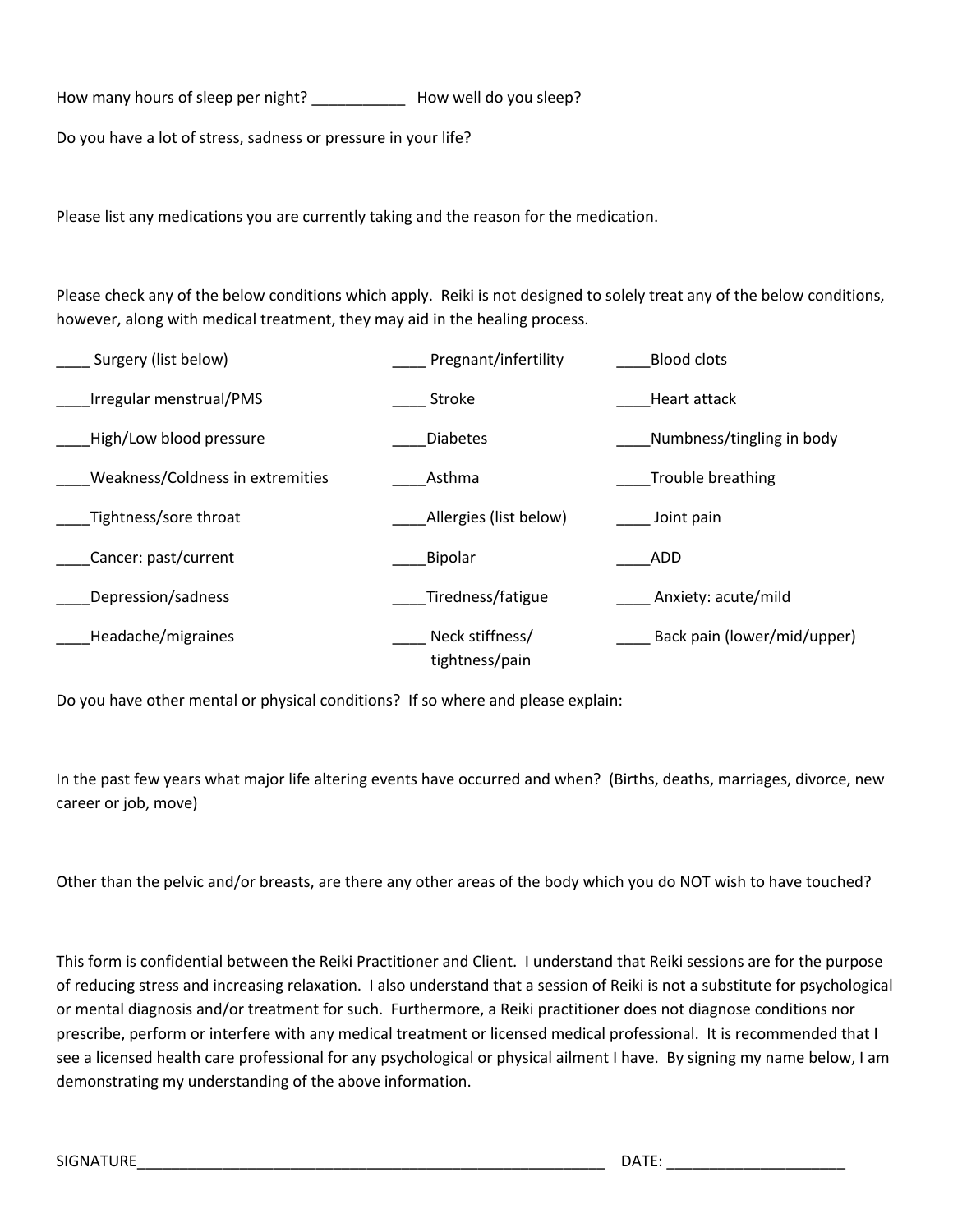How many hours of sleep per night? ___________ How well do you sleep?

Do you have a lot of stress, sadness or pressure in your life?

Please list any medications you are currently taking and the reason for the medication.

Please check any of the below conditions which apply. Reiki is not designed to solely treat any of the below conditions, however, along with medical treatment, they may aid in the healing process.

| | | |
|---|---|---|
| ____ Surgery (list below) | ____ Pregnant/infertility | ____Blood clots |
| ____Irregular menstrual/PMS | ____ Stroke | ____Heart attack |
| ____High/Low blood pressure | ____Diabetes | ____Numbness/tingling in body |
| ____Weakness/Coldness in extremities | ____Asthma | ____Trouble breathing |
| ____Tightness/sore throat | ____Allergies (list below) | ____ Joint pain |
| ____Cancer: past/current | ____Bipolar | ____ADD |
| ____Depression/sadness | ____Tiredness/fatigue | ____ Anxiety: acute/mild |
| ____Headache/migraines | ____ Neck stiffness/ tightness/pain | ____ Back pain (lower/mid/upper) |

Do you have other mental or physical conditions? If so where and please explain:

In the past few years what major life altering events have occurred and when? (Births, deaths, marriages, divorce, new career or job, move)

Other than the pelvic and/or breasts, are there any other areas of the body which you do NOT wish to have touched?

This form is confidential between the Reiki Practitioner and Client. I understand that Reiki sessions are for the purpose of reducing stress and increasing relaxation. I also understand that a session of Reiki is not a substitute for psychological or mental diagnosis and/or treatment for such. Furthermore, a Reiki practitioner does not diagnose conditions nor prescribe, perform or interfere with any medical treatment or licensed medical professional. It is recommended that I see a licensed health care professional for any psychological or physical ailment I have. By signing my name below, I am demonstrating my understanding of the above information.

SIGNATURE__________________________________________________________ DATE: _____________________